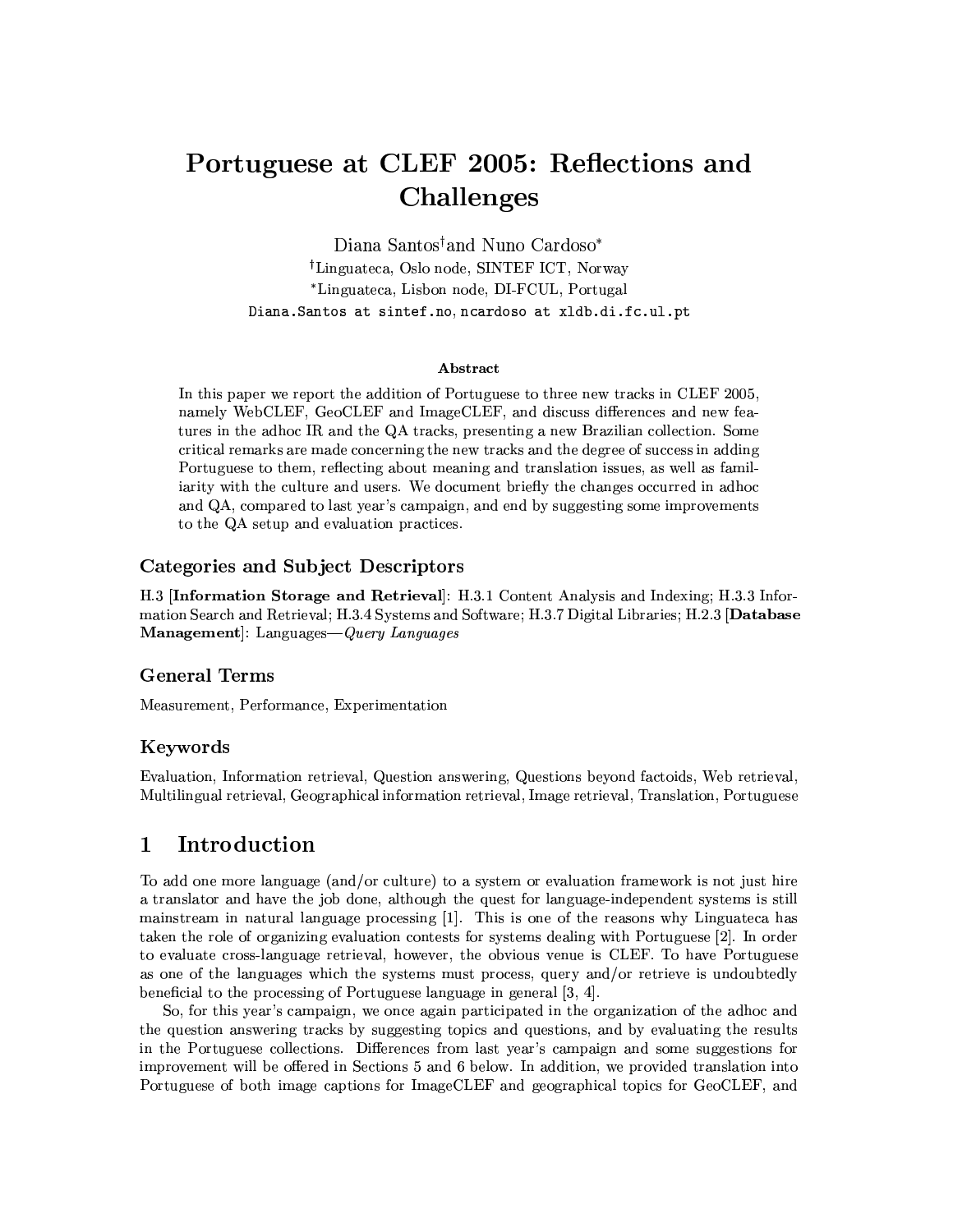# Portuguese at CLEF 2005: Reflections and Challenges

Diana Santos[†] and Nuno Cardoso[*]

[†]Linguateca, Oslo node, SINTEF ICT, Norway

[*]Linguateca, Lisbon node, DI-FCUL, Portugal

`Diana.Santos at sintef.no, ncardoso at xldb.di.fc.ul.pt`

### Abstract

In this paper we report the addition of Portuguese to three new tracks in CLEF 2005, namely WebCLEF, GeoCLEF and ImageCLEF, and discuss differences and new features in the adhoc IR and the QA tracks, presenting a new Brazilian collection. Some critical remarks are made concerning the new tracks and the degree of success in adding Portuguese to them, reflecting about meaning and translation issues, as well as familiarity with the culture and users. We document briefly the changes occurred in adhoc and QA, compared to last year's campaign, and end by suggesting some improvements to the QA setup and evaluation practices.

### Categories and Subject Descriptors

H.3 [**Information Storage and Retrieval**]: H.3.1 Content Analysis and Indexing; H.3.3 Information Search and Retrieval; H.3.4 Systems and Software; H.3.7 Digital Libraries; H.2.3 [**Database Management**]: Languages—*Query Languages*

### General Terms

Measurement, Performance, Experimentation

### Keywords

Evaluation, Information retrieval, Question answering, Questions beyond factoids, Web retrieval, Multilingual retrieval, Geographical information retrieval, Image retrieval, Translation, Portuguese

## 1 Introduction

To add one more language (and/or culture) to a system or evaluation framework is not just hire a translator and have the job done, although the quest for language-independent systems is still mainstream in natural language processing [1]. This is one of the reasons why Linguateca has taken the role of organizing evaluation contests for systems dealing with Portuguese [2]. In order to evaluate cross-language retrieval, however, the obvious venue is CLEF. To have Portuguese as one of the languages which the systems must process, query and/or retrieve is undoubtedly beneficial to the processing of Portuguese language in general [3, 4].

So, for this year's campaign, we once again participated in the organization of the adhoc and the question answering tracks by suggesting topics and questions, and by evaluating the results in the Portuguese collections. Differences from last year's campaign and some suggestions for improvement will be offered in Sections 5 and 6 below. In addition, we provided translation into Portuguese of both image captions for ImageCLEF and geographical topics for GeoCLEF, and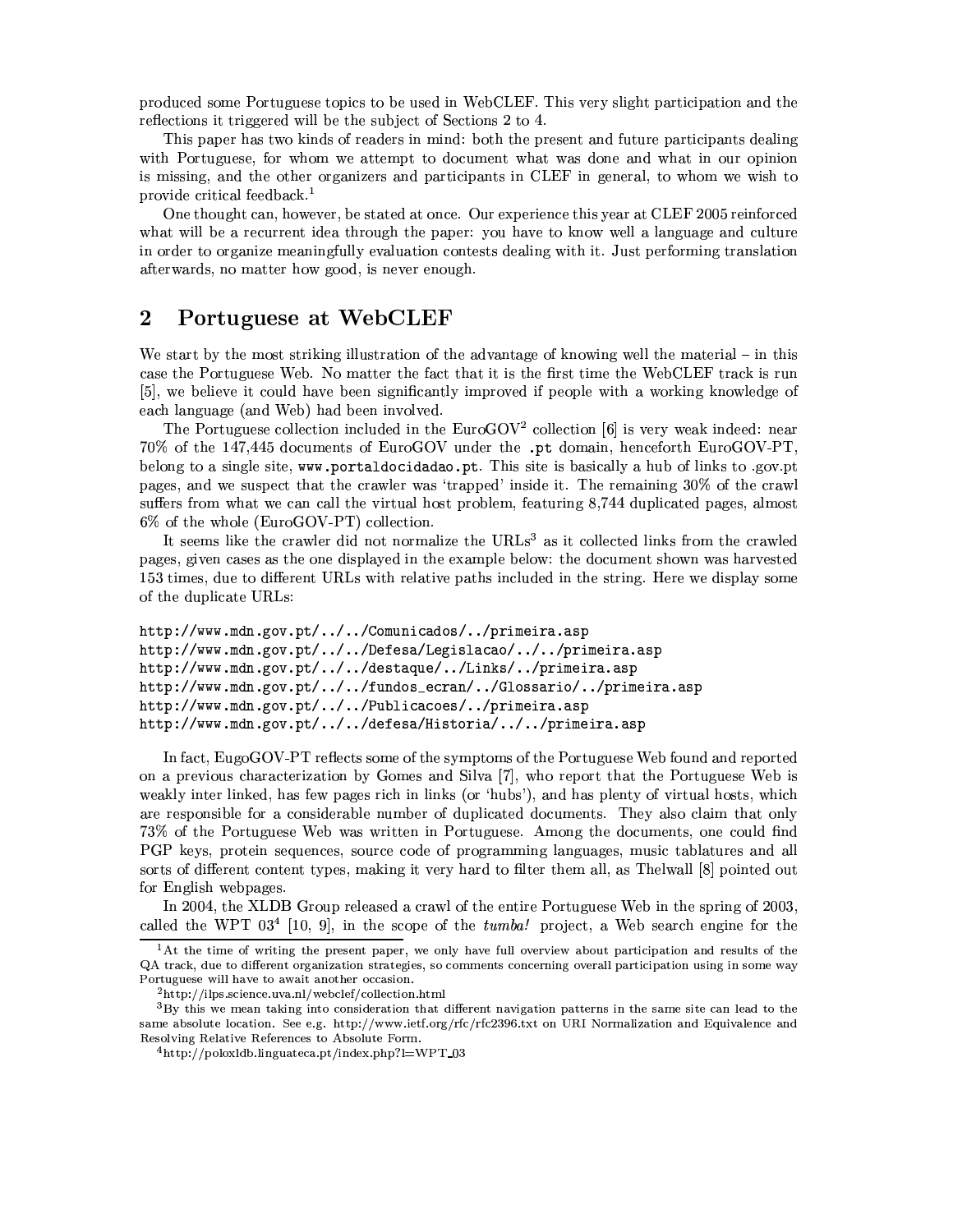produced some Portuguese topics to be used in WebCLEF. This very slight participation and the reflections it triggered will be the subject of Sections 2 to 4.

This paper has two kinds of readers in mind: both the present and future participants dealing with Portuguese, for whom we attempt to document what was done and what in our opinion is missing, and the other organizers and participants in CLEF in general, to whom we wish to provide critical feedback.[1]

One thought can, however, be stated at once. Our experience this year at CLEF 2005 reinforced what will be a recurrent idea through the paper: you have to know well a language and culture in order to organize meaningfully evaluation contests dealing with it. Just performing translation afterwards, no matter how good, is never enough.

## 2 Portuguese at WebCLEF

We start by the most striking illustration of the advantage of knowing well the material – in this case the Portuguese Web. No matter the fact that it is the first time the WebCLEF track is run [5], we believe it could have been significantly improved if people with a working knowledge of each language (and Web) had been involved.

The Portuguese collection included in the EuroGOV[2] collection [6] is very weak indeed: near 70% of the 147,445 documents of EuroGOV under the `.pt` domain, henceforth EuroGOV-PT, belong to a single site, `www.portaldocidadao.pt`. This site is basically a hub of links to .gov.pt pages, and we suspect that the crawler was 'trapped' inside it. The remaining 30% of the crawl suffers from what we can call the virtual host problem, featuring 8,744 duplicated pages, almost 6% of the whole (EuroGOV-PT) collection.

It seems like the crawler did not normalize the URLs[3] as it collected links from the crawled pages, given cases as the one displayed in the example below: the document shown was harvested 153 times, due to different URLs with relative paths included in the string. Here we display some of the duplicate URLs:

```
http://www.mdn.gov.pt/../../Comunicados/../primeira.asp
http://www.mdn.gov.pt/../../Defesa/Legislacao/../../primeira.asp
http://www.mdn.gov.pt/../../destaque/../Links/../primeira.asp
http://www.mdn.gov.pt/../../fundos_ecran/../Glossario/../primeira.asp
http://www.mdn.gov.pt/../../Publicacoes/../primeira.asp
http://www.mdn.gov.pt/../../defesa/Historia/../../primeira.asp
```

In fact, EugoGOV-PT reflects some of the symptoms of the Portuguese Web found and reported on a previous characterization by Gomes and Silva [7], who report that the Portuguese Web is weakly inter linked, has few pages rich in links (or 'hubs'), and has plenty of virtual hosts, which are responsible for a considerable number of duplicated documents. They also claim that only 73% of the Portuguese Web was written in Portuguese. Among the documents, one could find PGP keys, protein sequences, source code of programming languages, music tablatures and all sorts of different content types, making it very hard to filter them all, as Thelwall [8] pointed out for English webpages.

In 2004, the XLDB Group released a crawl of the entire Portuguese Web in the spring of 2003, called the WPT 03[4] [10, 9], in the scope of the *tumba!* project, a Web search engine for the

---

[1] At the time of writing the present paper, we only have full overview about participation and results of the QA track, due to different organization strategies, so comments concerning overall participation using in some way Portuguese will have to await another occasion.

[2] http://ilps.science.uva.nl/webclef/collection.html

[3] By this we mean taking into consideration that different navigation patterns in the same site can lead to the same absolute location. See e.g. http://www.ietf.org/rfc/rfc2396.txt on URI Normalization and Equivalence and Resolving Relative References to Absolute Form.

[4] http://poloxldb.linguateca.pt/index.php?l=WPT_03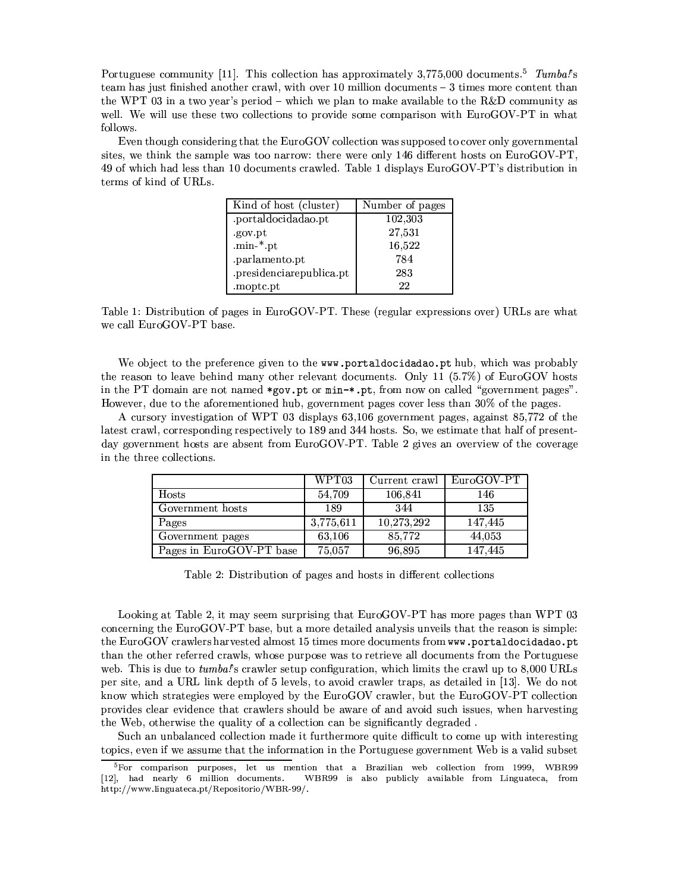Portuguese community [11]. This collection has approximately 3,775,000 documents.[5] *Tumba!*'s team has just finished another crawl, with over 10 million documents – 3 times more content than the WPT 03 in a two year's period – which we plan to make available to the R&D community as well. We will use these two collections to provide some comparison with EuroGOV-PT in what follows.

Even though considering that the EuroGOV collection was supposed to cover only governmental sites, we think the sample was too narrow: there were only 146 different hosts on EuroGOV-PT, 49 of which had less than 10 documents crawled. Table 1 displays EuroGOV-PT's distribution in terms of kind of URLs.

| Kind of host (cluster) | Number of pages |
|---|---|
| .portaldocidadao.pt | 102,303 |
| .gov.pt | 27,531 |
| .min-*.pt | 16,522 |
| .parlamento.pt | 784 |
| .presidenciarepublica.pt | 283 |
| .moptc.pt | 22 |

Table 1: Distribution of pages in EuroGOV-PT. These (regular expressions over) URLs are what we call EuroGOV-PT base.

We object to the preference given to the `www.portaldocidadao.pt` hub, which was probably the reason to leave behind many other relevant documents. Only 11 (5.7%) of EuroGOV hosts in the PT domain are not named `*gov.pt` or `min-*.pt`, from now on called "government pages". However, due to the aforementioned hub, government pages cover less than 30% of the pages.

A cursory investigation of WPT 03 displays 63,106 government pages, against 85,772 of the latest crawl, corresponding respectively to 189 and 344 hosts. So, we estimate that half of present-day government hosts are absent from EuroGOV-PT. Table 2 gives an overview of the coverage in the three collections.

| | WPT03 | Current crawl | EuroGOV-PT |
|---|---|---|---|
| Hosts | 54,709 | 106,841 | 146 |
| Government hosts | 189 | 344 | 135 |
| Pages | 3,775,611 | 10,273,292 | 147,445 |
| Government pages | 63,106 | 85,772 | 44,053 |
| Pages in EuroGOV-PT base | 75,057 | 96,895 | 147,445 |

Table 2: Distribution of pages and hosts in different collections

Looking at Table 2, it may seem surprising that EuroGOV-PT has more pages than WPT 03 concerning the EuroGOV-PT base, but a more detailed analysis unveils that the reason is simple: the EuroGOV crawlers harvested almost 15 times more documents from `www.portaldocidadao.pt` than the other referred crawls, whose purpose was to retrieve all documents from the Portuguese web. This is due to *tumba!*'s crawler setup configuration, which limits the crawl up to 8,000 URLs per site, and a URL link depth of 5 levels, to avoid crawler traps, as detailed in [13]. We do not know which strategies were employed by the EuroGOV crawler, but the EuroGOV-PT collection provides clear evidence that crawlers should be aware of and avoid such issues, when harvesting the Web, otherwise the quality of a collection can be significantly degraded .

Such an unbalanced collection made it furthermore quite difficult to come up with interesting topics, even if we assume that the information in the Portuguese government Web is a valid subset

[5] For comparison purposes, let us mention that a Brazilian web collection from 1999, WBR99 [12], had nearly 6 million documents. WBR99 is also publicly available from Linguateca, from http://www.linguateca.pt/Repositorio/WBR-99/.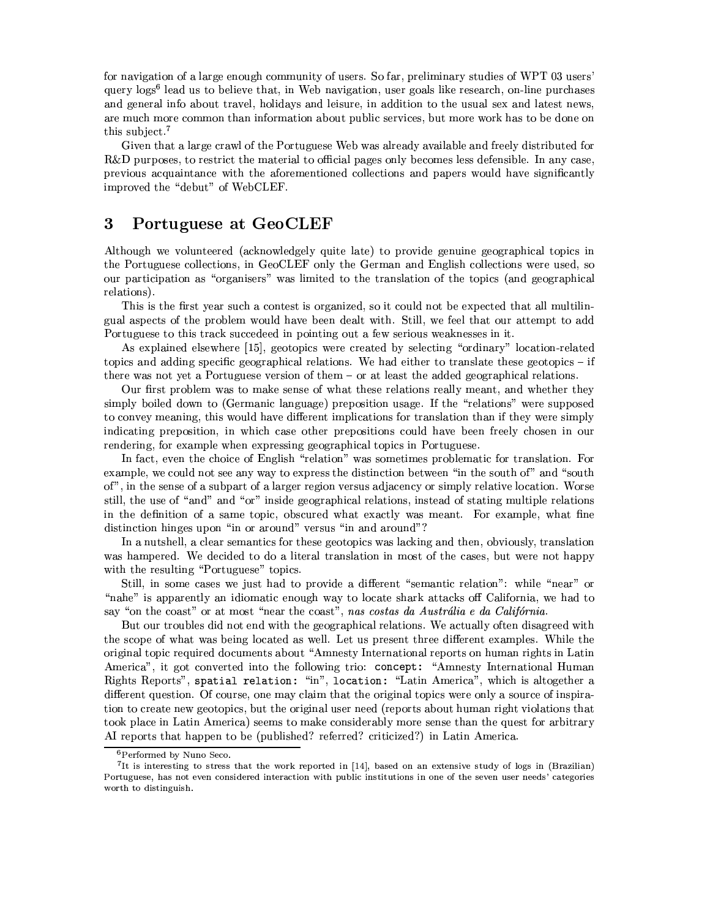for navigation of a large enough community of users. So far, preliminary studies of WPT 03 users' query logs[6] lead us to believe that, in Web navigation, user goals like research, on-line purchases and general info about travel, holidays and leisure, in addition to the usual sex and latest news, are much more common than information about public services, but more work has to be done on this subject.[7]

Given that a large crawl of the Portuguese Web was already available and freely distributed for R&D purposes, to restrict the material to official pages only becomes less defensible. In any case, previous acquaintance with the aforementioned collections and papers would have significantly improved the "debut" of WebCLEF.

## 3 Portuguese at GeoCLEF

Although we volunteered (acknowledgely quite late) to provide genuine geographical topics in the Portuguese collections, in GeoCLEF only the German and English collections were used, so our participation as "organisers" was limited to the translation of the topics (and geographical relations).

This is the first year such a contest is organized, so it could not be expected that all multilingual aspects of the problem would have been dealt with. Still, we feel that our attempt to add Portuguese to this track succedeed in pointing out a few serious weaknesses in it.

As explained elsewhere [15], geotopics were created by selecting "ordinary" location-related topics and adding specific geographical relations. We had either to translate these geotopics – if there was not yet a Portuguese version of them – or at least the added geographical relations.

Our first problem was to make sense of what these relations really meant, and whether they simply boiled down to (Germanic language) preposition usage. If the "relations" were supposed to convey meaning, this would have different implications for translation than if they were simply indicating preposition, in which case other prepositions could have been freely chosen in our rendering, for example when expressing geographical topics in Portuguese.

In fact, even the choice of English "relation" was sometimes problematic for translation. For example, we could not see any way to express the distinction between "in the south of" and "south of", in the sense of a subpart of a larger region versus adjacency or simply relative location. Worse still, the use of "and" and "or" inside geographical relations, instead of stating multiple relations in the definition of a same topic, obscured what exactly was meant. For example, what fine distinction hinges upon "in or around" versus "in and around"?

In a nutshell, a clear semantics for these geotopics was lacking and then, obviously, translation was hampered. We decided to do a literal translation in most of the cases, but were not happy with the resulting "Portuguese" topics.

Still, in some cases we just had to provide a different "semantic relation": while "near" or "nahe" is apparently an idiomatic enough way to locate shark attacks off California, we had to say "on the coast" or at most "near the coast", *nas costas da Austrália e da Califórnia*.

But our troubles did not end with the geographical relations. We actually often disagreed with the scope of what was being located as well. Let us present three different examples. While the original topic required documents about "Amnesty International reports on human rights in Latin America", it got converted into the following trio: `concept:` "Amnesty International Human Rights Reports", `spatial relation:` "in", `location:` "Latin America", which is altogether a different question. Of course, one may claim that the original topics were only a source of inspiration to create new geotopics, but the original user need (reports about human right violations that took place in Latin America) seems to make considerably more sense than the quest for arbitrary AI reports that happen to be (published? referred? criticized?) in Latin America.

---

[6] Performed by Nuno Seco.

[7] It is interesting to stress that the work reported in [14], based on an extensive study of logs in (Brazilian) Portuguese, has not even considered interaction with public institutions in one of the seven user needs' categories worth to distinguish.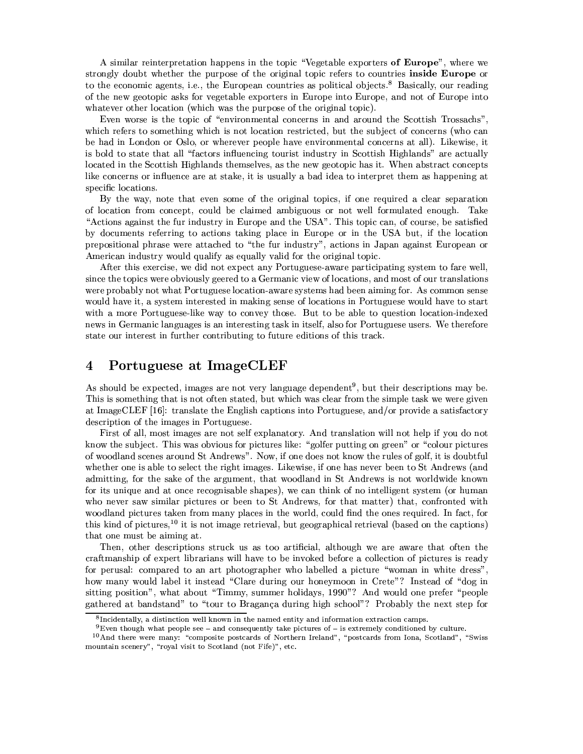A similar reinterpretation happens in the topic "Vegetable exporters **of Europe**", where we strongly doubt whether the purpose of the original topic refers to countries **inside Europe** or to the economic agents, i.e., the European countries as political objects.[8] Basically, our reading of the new geotopic asks for vegetable exporters in Europe into Europe, and not of Europe into whatever other location (which was the purpose of the original topic).

Even worse is the topic of "environmental concerns in and around the Scottish Trossachs", which refers to something which is not location restricted, but the subject of concerns (who can be had in London or Oslo, or wherever people have environmental concerns at all). Likewise, it is bold to state that all "factors influencing tourist industry in Scottish Highlands" are actually located in the Scottish Highlands themselves, as the new geotopic has it. When abstract concepts like concerns or influence are at stake, it is usually a bad idea to interpret them as happening at specific locations.

By the way, note that even some of the original topics, if one required a clear separation of location from concept, could be claimed ambiguous or not well formulated enough. Take "Actions against the fur industry in Europe and the USA". This topic can, of course, be satisfied by documents referring to actions taking place in Europe or in the USA but, if the location prepositional phrase were attached to "the fur industry", actions in Japan against European or American industry would qualify as equally valid for the original topic.

After this exercise, we did not expect any Portuguese-aware participating system to fare well, since the topics were obviously geered to a Germanic view of locations, and most of our translations were probably not what Portuguese location-aware systems had been aiming for. As common sense would have it, a system interested in making sense of locations in Portuguese would have to start with a more Portuguese-like way to convey those. But to be able to question location-indexed news in Germanic languages is an interesting task in itself, also for Portuguese users. We therefore state our interest in further contributing to future editions of this track.

## 4 Portuguese at ImageCLEF

As should be expected, images are not very language dependent[9], but their descriptions may be. This is something that is not often stated, but which was clear from the simple task we were given at ImageCLEF [16]: translate the English captions into Portuguese, and/or provide a satisfactory description of the images in Portuguese.

First of all, most images are not self explanatory. And translation will not help if you do not know the subject. This was obvious for pictures like: "golfer putting on green" or "colour pictures of woodland scenes around St Andrews". Now, if one does not know the rules of golf, it is doubtful whether one is able to select the right images. Likewise, if one has never been to St Andrews (and admitting, for the sake of the argument, that woodland in St Andrews is not worldwide known for its unique and at once recognisable shapes), we can think of no intelligent system (or human who never saw similar pictures or been to St Andrews, for that matter) that, confronted with woodland pictures taken from many places in the world, could find the ones required. In fact, for this kind of pictures,[10] it is not image retrieval, but geographical retrieval (based on the captions) that one must be aiming at.

Then, other descriptions struck us as too artificial, although we are aware that often the craftmanship of expert librarians will have to be invoked before a collection of pictures is ready for perusal: compared to an art photographer who labelled a picture "woman in white dress", how many would label it instead "Clare during our honeymoon in Crete"? Instead of "dog in sitting position", what about "Timmy, summer holidays, 1990"? And would one prefer "people gathered at bandstand" to "tour to Bragança during high school"? Probably the next step for

[8] Incidentally, a distinction well known in the named entity and information extraction camps.

[9] Even though what people see – and consequently take pictures of – is extremely conditioned by culture.

[10] And there were many: "composite postcards of Northern Ireland", "postcards from Iona, Scotland", "Swiss mountain scenery", "royal visit to Scotland (not Fife)", etc.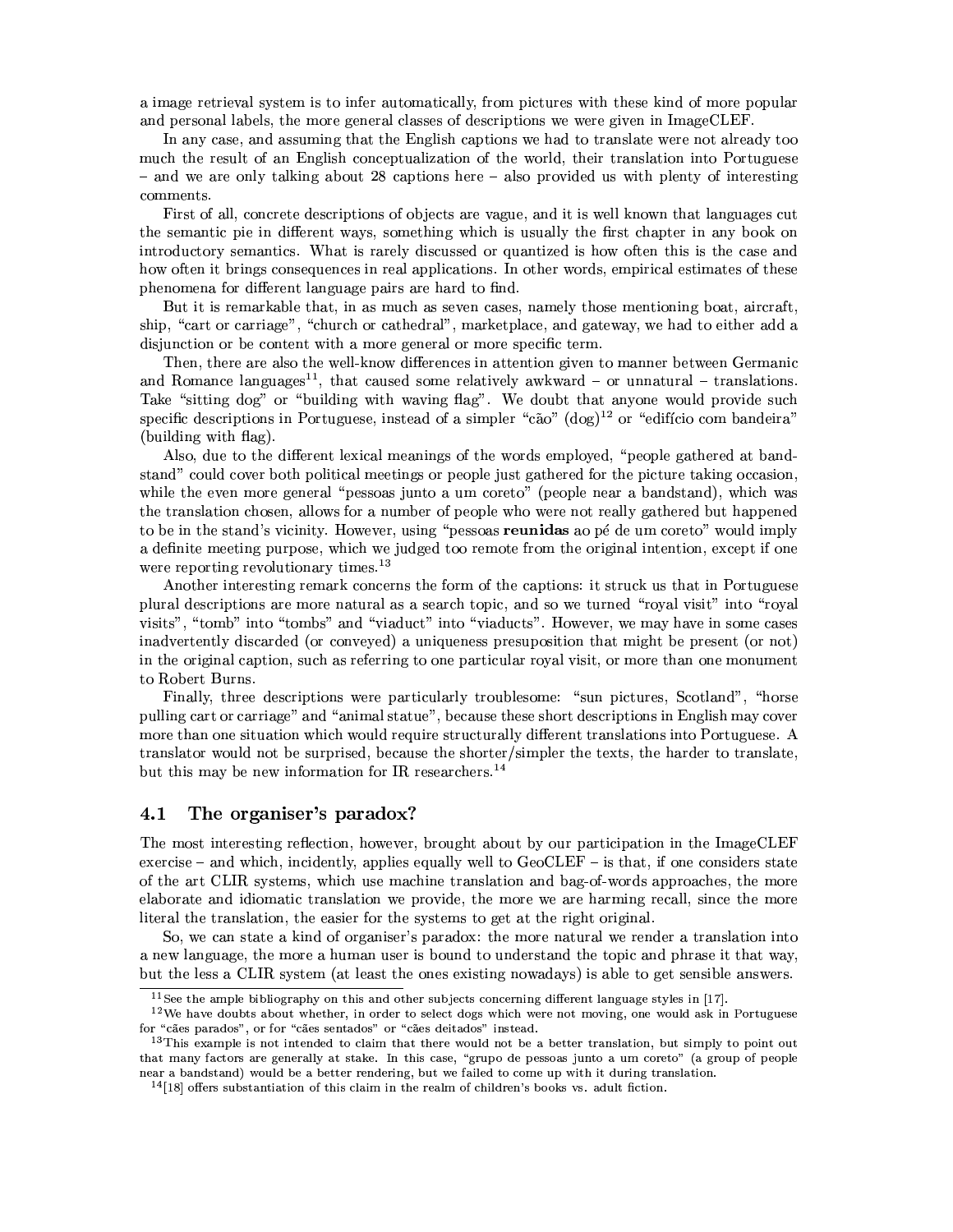a image retrieval system is to infer automatically, from pictures with these kind of more popular and personal labels, the more general classes of descriptions we were given in ImageCLEF.

In any case, and assuming that the English captions we had to translate were not already too much the result of an English conceptualization of the world, their translation into Portuguese – and we are only talking about 28 captions here – also provided us with plenty of interesting comments.

First of all, concrete descriptions of objects are vague, and it is well known that languages cut the semantic pie in different ways, something which is usually the first chapter in any book on introductory semantics. What is rarely discussed or quantized is how often this is the case and how often it brings consequences in real applications. In other words, empirical estimates of these phenomena for different language pairs are hard to find.

But it is remarkable that, in as much as seven cases, namely those mentioning boat, aircraft, ship, "cart or carriage", "church or cathedral", marketplace, and gateway, we had to either add a disjunction or be content with a more general or more specific term.

Then, there are also the well-know differences in attention given to manner between Germanic and Romance languages[11], that caused some relatively awkward – or unnatural – translations. Take "sitting dog" or "building with waving flag". We doubt that anyone would provide such specific descriptions in Portuguese, instead of a simpler "cão" (dog)[12] or "edifício com bandeira" (building with flag).

Also, due to the different lexical meanings of the words employed, "people gathered at bandstand" could cover both political meetings or people just gathered for the picture taking occasion, while the even more general "pessoas junto a um coreto" (people near a bandstand), which was the translation chosen, allows for a number of people who were not really gathered but happened to be in the stand's vicinity. However, using "pessoas **reunidas** ao pé de um coreto" would imply a definite meeting purpose, which we judged too remote from the original intention, except if one were reporting revolutionary times.[13]

Another interesting remark concerns the form of the captions: it struck us that in Portuguese plural descriptions are more natural as a search topic, and so we turned "royal visit" into "royal visits", "tomb" into "tombs" and "viaduct" into "viaducts". However, we may have in some cases inadvertently discarded (or conveyed) a uniqueness presuposition that might be present (or not) in the original caption, such as referring to one particular royal visit, or more than one monument to Robert Burns.

Finally, three descriptions were particularly troublesome: "sun pictures, Scotland", "horse pulling cart or carriage" and "animal statue", because these short descriptions in English may cover more than one situation which would require structurally different translations into Portuguese. A translator would not be surprised, because the shorter/simpler the texts, the harder to translate, but this may be new information for IR researchers.[14]

## 4.1 The organiser's paradox?

The most interesting reflection, however, brought about by our participation in the ImageCLEF exercise – and which, incidently, applies equally well to GeoCLEF – is that, if one considers state of the art CLIR systems, which use machine translation and bag-of-words approaches, the more elaborate and idiomatic translation we provide, the more we are harming recall, since the more literal the translation, the easier for the systems to get at the right original.

So, we can state a kind of organiser's paradox: the more natural we render a translation into a new language, the more a human user is bound to understand the topic and phrase it that way, but the less a CLIR system (at least the ones existing nowadays) is able to get sensible answers.

[11] See the ample bibliography on this and other subjects concerning different language styles in [17].

[12] We have doubts about whether, in order to select dogs which were not moving, one would ask in Portuguese for "cães parados", or for "cães sentados" or "cães deitados" instead.

[13] This example is not intended to claim that there would not be a better translation, but simply to point out that many factors are generally at stake. In this case, "grupo de pessoas junto a um coreto" (a group of people near a bandstand) would be a better rendering, but we failed to come up with it during translation.

[14] [18] offers substantiation of this claim in the realm of children's books vs. adult fiction.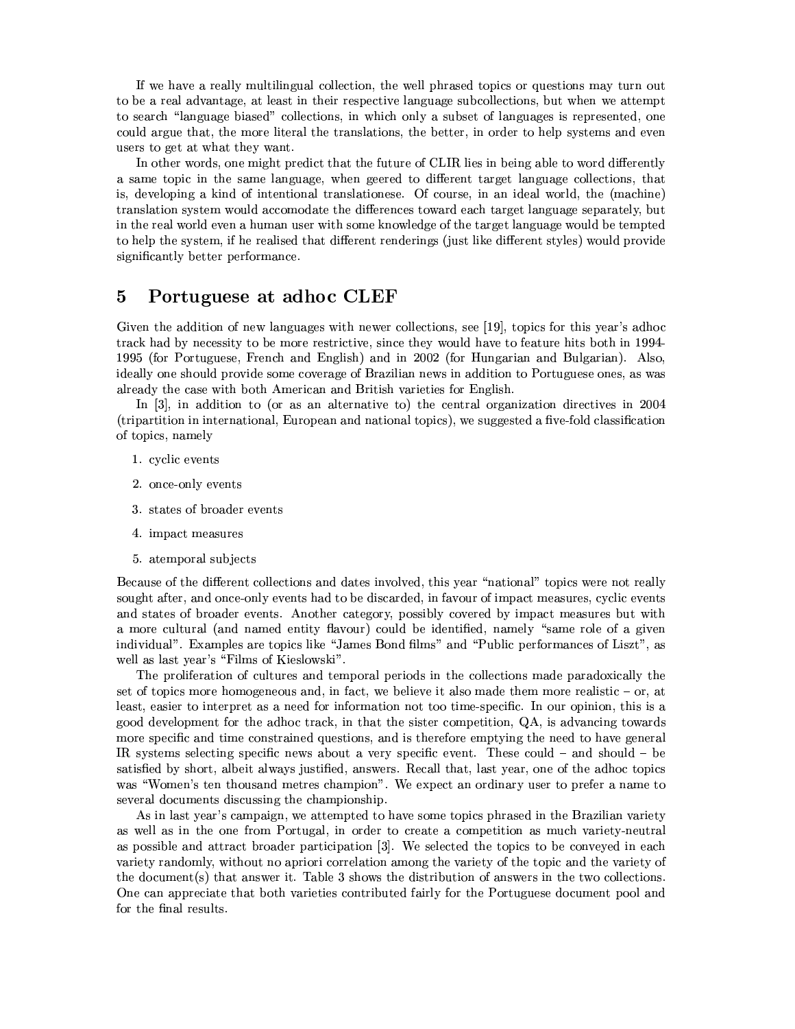If we have a really multilingual collection, the well phrased topics or questions may turn out to be a real advantage, at least in their respective language subcollections, but when we attempt to search "language biased" collections, in which only a subset of languages is represented, one could argue that, the more literal the translations, the better, in order to help systems and even users to get at what they want.

In other words, one might predict that the future of CLIR lies in being able to word differently a same topic in the same language, when geered to different target language collections, that is, developing a kind of intentional translationese. Of course, in an ideal world, the (machine) translation system would accomodate the differences toward each target language separately, but in the real world even a human user with some knowledge of the target language would be tempted to help the system, if he realised that different renderings (just like different styles) would provide significantly better performance.

# 5 Portuguese at adhoc CLEF

Given the addition of new languages with newer collections, see [19], topics for this year's adhoc track had by necessity to be more restrictive, since they would have to feature hits both in 1994-1995 (for Portuguese, French and English) and in 2002 (for Hungarian and Bulgarian). Also, ideally one should provide some coverage of Brazilian news in addition to Portuguese ones, as was already the case with both American and British varieties for English.

In [3], in addition to (or as an alternative to) the central organization directives in 2004 (tripartition in international, European and national topics), we suggested a five-fold classification of topics, namely

1. cyclic events
2. once-only events
3. states of broader events
4. impact measures
5. atemporal subjects

Because of the different collections and dates involved, this year "national" topics were not really sought after, and once-only events had to be discarded, in favour of impact measures, cyclic events and states of broader events. Another category, possibly covered by impact measures but with a more cultural (and named entity flavour) could be identified, namely "same role of a given individual". Examples are topics like "James Bond films" and "Public performances of Liszt", as well as last year's "Films of Kieslowski".

The proliferation of cultures and temporal periods in the collections made paradoxically the set of topics more homogeneous and, in fact, we believe it also made them more realistic – or, at least, easier to interpret as a need for information not too time-specific. In our opinion, this is a good development for the adhoc track, in that the sister competition, QA, is advancing towards more specific and time constrained questions, and is therefore emptying the need to have general IR systems selecting specific news about a very specific event. These could – and should – be satisfied by short, albeit always justified, answers. Recall that, last year, one of the adhoc topics was "Women's ten thousand metres champion". We expect an ordinary user to prefer a name to several documents discussing the championship.

As in last year's campaign, we attempted to have some topics phrased in the Brazilian variety as well as in the one from Portugal, in order to create a competition as much variety-neutral as possible and attract broader participation [3]. We selected the topics to be conveyed in each variety randomly, without no apriori correlation among the variety of the topic and the variety of the document(s) that answer it. Table 3 shows the distribution of answers in the two collections. One can appreciate that both varieties contributed fairly for the Portuguese document pool and for the final results.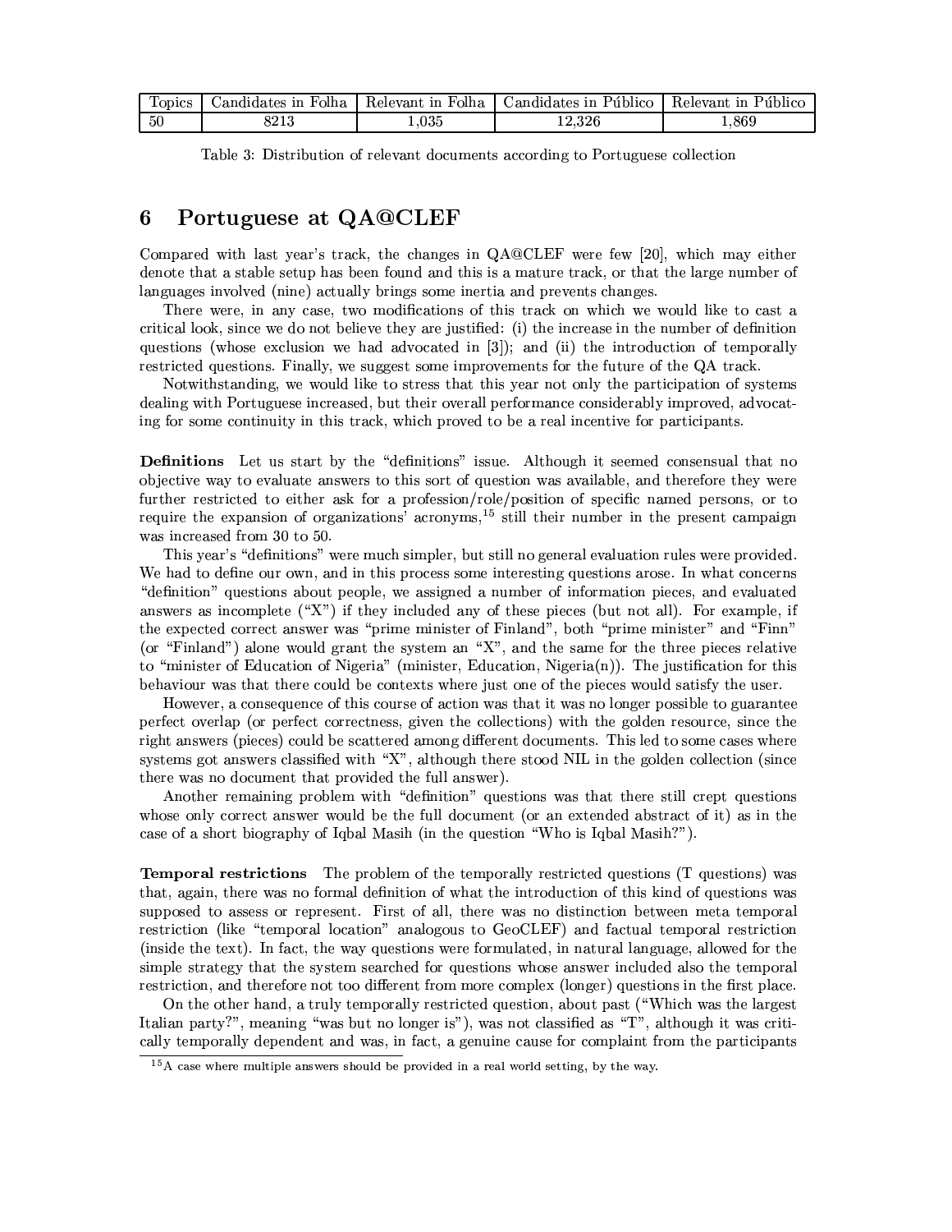| Topics | Candidates in Folha | Relevant in Folha | Candidates in Público | Relevant in Público |
|---|---|---|---|---|
| 50 | 8213 | 1,035 | 12,326 | 1,869 |

Table 3: Distribution of relevant documents according to Portuguese collection

## 6 Portuguese at QA@CLEF

Compared with last year's track, the changes in QA@CLEF were few [20], which may either denote that a stable setup has been found and this is a mature track, or that the large number of languages involved (nine) actually brings some inertia and prevents changes.

There were, in any case, two modifications of this track on which we would like to cast a critical look, since we do not believe they are justified: (i) the increase in the number of definition questions (whose exclusion we had advocated in [3]); and (ii) the introduction of temporally restricted questions. Finally, we suggest some improvements for the future of the QA track.

Notwithstanding, we would like to stress that this year not only the participation of systems dealing with Portuguese increased, but their overall performance considerably improved, advocating for some continuity in this track, which proved to be a real incentive for participants.

**Definitions** Let us start by the "definitions" issue. Although it seemed consensual that no objective way to evaluate answers to this sort of question was available, and therefore they were further restricted to either ask for a profession/role/position of specific named persons, or to require the expansion of organizations' acronyms,[15] still their number in the present campaign was increased from 30 to 50.

This year's "definitions" were much simpler, but still no general evaluation rules were provided. We had to define our own, and in this process some interesting questions arose. In what concerns "definition" questions about people, we assigned a number of information pieces, and evaluated answers as incomplete ("X") if they included any of these pieces (but not all). For example, if the expected correct answer was "prime minister of Finland", both "prime minister" and "Finn" (or "Finland") alone would grant the system an "X", and the same for the three pieces relative to "minister of Education of Nigeria" (minister, Education, Nigeria(n)). The justification for this behaviour was that there could be contexts where just one of the pieces would satisfy the user.

However, a consequence of this course of action was that it was no longer possible to guarantee perfect overlap (or perfect correctness, given the collections) with the golden resource, since the right answers (pieces) could be scattered among different documents. This led to some cases where systems got answers classified with "X", although there stood NIL in the golden collection (since there was no document that provided the full answer).

Another remaining problem with "definition" questions was that there still crept questions whose only correct answer would be the full document (or an extended abstract of it) as in the case of a short biography of Iqbal Masih (in the question "Who is Iqbal Masih?").

**Temporal restrictions** The problem of the temporally restricted questions (T questions) was that, again, there was no formal definition of what the introduction of this kind of questions was supposed to assess or represent. First of all, there was no distinction between meta temporal restriction (like "temporal location" analogous to GeoCLEF) and factual temporal restriction (inside the text). In fact, the way questions were formulated, in natural language, allowed for the simple strategy that the system searched for questions whose answer included also the temporal restriction, and therefore not too different from more complex (longer) questions in the first place.

On the other hand, a truly temporally restricted question, about past ("Which was the largest Italian party?", meaning "was but no longer is"), was not classified as "T", although it was critically temporally dependent and was, in fact, a genuine cause for complaint from the participants

[15] A case where multiple answers should be provided in a real world setting, by the way.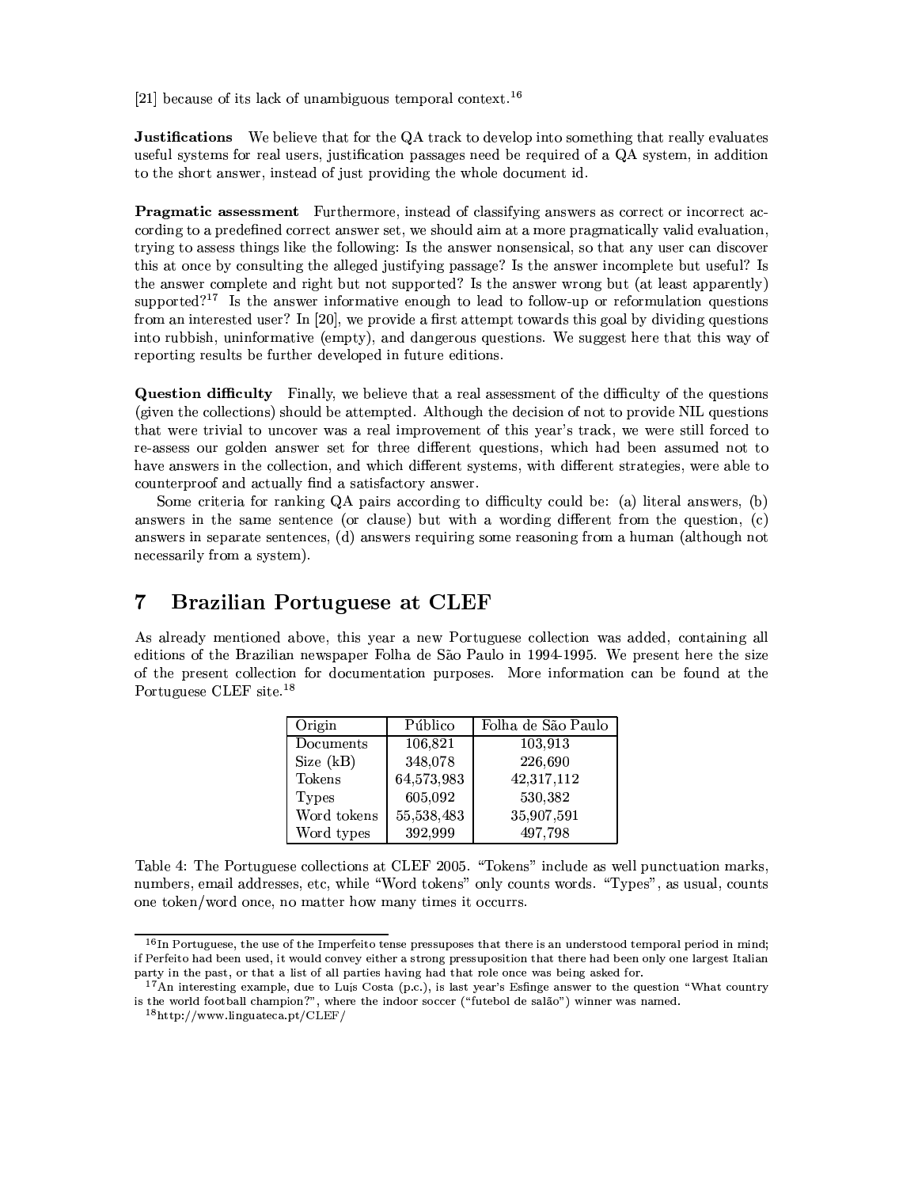[21] because of its lack of unambiguous temporal context.[16]

**Justifications** We believe that for the QA track to develop into something that really evaluates useful systems for real users, justification passages need be required of a QA system, in addition to the short answer, instead of just providing the whole document id.

**Pragmatic assessment** Furthermore, instead of classifying answers as correct or incorrect according to a predefined correct answer set, we should aim at a more pragmatically valid evaluation, trying to assess things like the following: Is the answer nonsensical, so that any user can discover this at once by consulting the alleged justifying passage? Is the answer incomplete but useful? Is the answer complete and right but not supported? Is the answer wrong but (at least apparently) supported?[17] Is the answer informative enough to lead to follow-up or reformulation questions from an interested user? In [20], we provide a first attempt towards this goal by dividing questions into rubbish, uninformative (empty), and dangerous questions. We suggest here that this way of reporting results be further developed in future editions.

**Question difficulty** Finally, we believe that a real assessment of the difficulty of the questions (given the collections) should be attempted. Although the decision of not to provide NIL questions that were trivial to uncover was a real improvement of this year's track, we were still forced to re-assess our golden answer set for three different questions, which had been assumed not to have answers in the collection, and which different systems, with different strategies, were able to counterproof and actually find a satisfactory answer.

Some criteria for ranking QA pairs according to difficulty could be: (a) literal answers, (b) answers in the same sentence (or clause) but with a wording different from the question, (c) answers in separate sentences, (d) answers requiring some reasoning from a human (although not necessarily from a system).

## 7 Brazilian Portuguese at CLEF

As already mentioned above, this year a new Portuguese collection was added, containing all editions of the Brazilian newspaper Folha de São Paulo in 1994-1995. We present here the size of the present collection for documentation purposes. More information can be found at the Portuguese CLEF site.[18]

| Origin | Público | Folha de São Paulo |
|---|---|---|
| Documents | 106,821 | 103,913 |
| Size (kB) | 348,078 | 226,690 |
| Tokens | 64,573,983 | 42,317,112 |
| Types | 605,092 | 530,382 |
| Word tokens | 55,538,483 | 35,907,591 |
| Word types | 392,999 | 497,798 |

Table 4: The Portuguese collections at CLEF 2005. "Tokens" include as well punctuation marks, numbers, email addresses, etc, while "Word tokens" only counts words. "Types", as usual, counts one token/word once, no matter how many times it occurrs.

---

[16] In Portuguese, the use of the Imperfeito tense pressuposes that there is an understood temporal period in mind; if Perfeito had been used, it would convey either a strong pressuposition that there had been only one largest Italian party in the past, or that a list of all parties having had that role once was being asked for.

[17] An interesting example, due to Luís Costa (p.c.), is last year's Esfinge answer to the question "What country is the world football champion?", where the indoor soccer ("futebol de salão") winner was named.

[18] http://www.linguateca.pt/CLEF/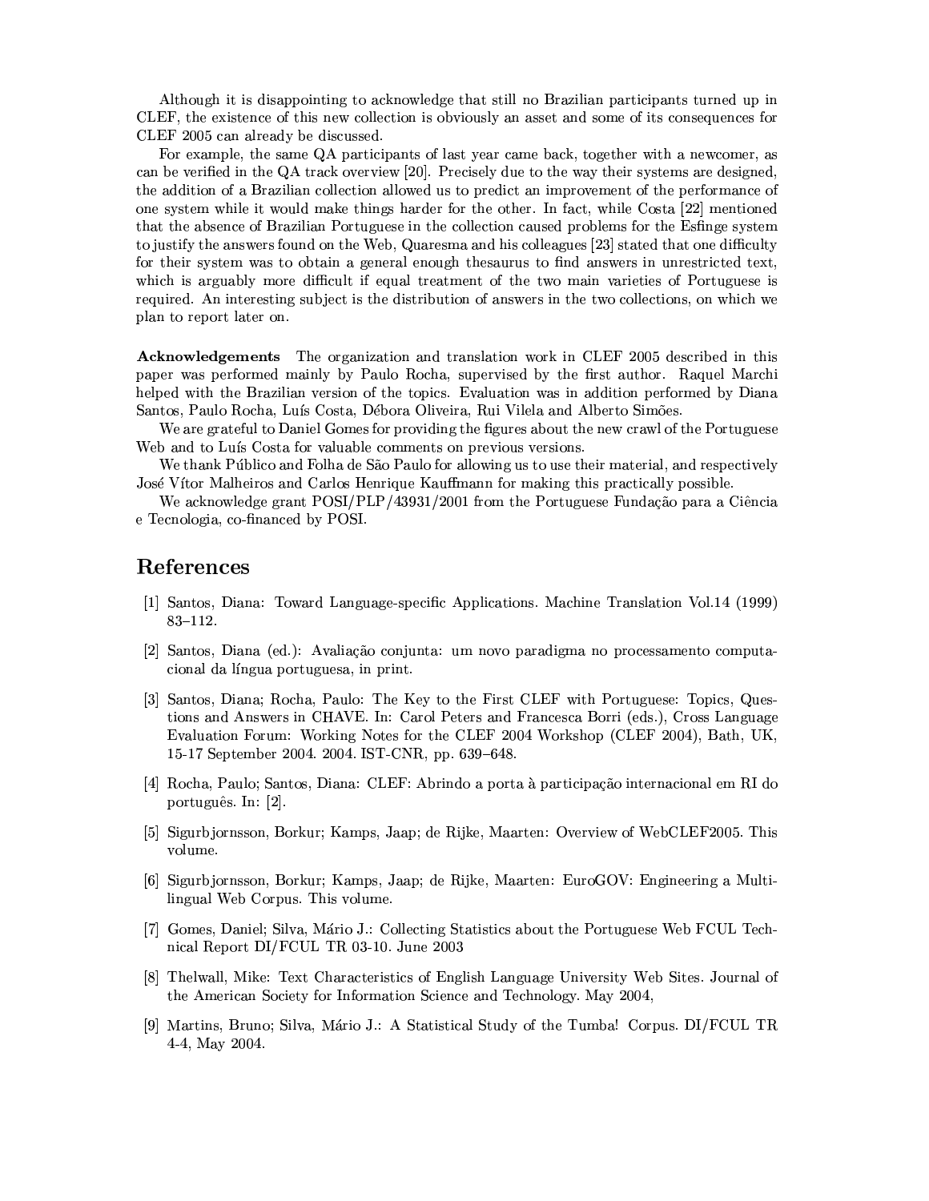Although it is disappointing to acknowledge that still no Brazilian participants turned up in CLEF, the existence of this new collection is obviously an asset and some of its consequences for CLEF 2005 can already be discussed.

For example, the same QA participants of last year came back, together with a newcomer, as can be verified in the QA track overview [20]. Precisely due to the way their systems are designed, the addition of a Brazilian collection allowed us to predict an improvement of the performance of one system while it would make things harder for the other. In fact, while Costa [22] mentioned that the absence of Brazilian Portuguese in the collection caused problems for the Esfinge system to justify the answers found on the Web, Quaresma and his colleagues [23] stated that one difficulty for their system was to obtain a general enough thesaurus to find answers in unrestricted text, which is arguably more difficult if equal treatment of the two main varieties of Portuguese is required. An interesting subject is the distribution of answers in the two collections, on which we plan to report later on.

**Acknowledgements** The organization and translation work in CLEF 2005 described in this paper was performed mainly by Paulo Rocha, supervised by the first author. Raquel Marchi helped with the Brazilian version of the topics. Evaluation was in addition performed by Diana Santos, Paulo Rocha, Luís Costa, Débora Oliveira, Rui Vilela and Alberto Simões.

We are grateful to Daniel Gomes for providing the figures about the new crawl of the Portuguese Web and to Luís Costa for valuable comments on previous versions.

We thank Público and Folha de São Paulo for allowing us to use their material, and respectively José Vítor Malheiros and Carlos Henrique Kauffmann for making this practically possible.

We acknowledge grant POSI/PLP/43931/2001 from the Portuguese Fundação para a Ciência e Tecnologia, co-financed by POSI.

## References

[1] Santos, Diana: Toward Language-specific Applications. Machine Translation Vol.14 (1999) 83–112.

[2] Santos, Diana (ed.): Avaliação conjunta: um novo paradigma no processamento computacional da língua portuguesa, in print.

[3] Santos, Diana; Rocha, Paulo: The Key to the First CLEF with Portuguese: Topics, Questions and Answers in CHAVE. In: Carol Peters and Francesca Borri (eds.), Cross Language Evaluation Forum: Working Notes for the CLEF 2004 Workshop (CLEF 2004), Bath, UK, 15-17 September 2004. 2004. IST-CNR, pp. 639–648.

[4] Rocha, Paulo; Santos, Diana: CLEF: Abrindo a porta à participação internacional em RI do português. In: [2].

[5] Sigurbjornsson, Borkur; Kamps, Jaap; de Rijke, Maarten: Overview of WebCLEF2005. This volume.

[6] Sigurbjornsson, Borkur; Kamps, Jaap; de Rijke, Maarten: EuroGOV: Engineering a Multilingual Web Corpus. This volume.

[7] Gomes, Daniel; Silva, Mário J.: Collecting Statistics about the Portuguese Web FCUL Technical Report DI/FCUL TR 03-10. June 2003

[8] Thelwall, Mike: Text Characteristics of English Language University Web Sites. Journal of the American Society for Information Science and Technology. May 2004,

[9] Martins, Bruno; Silva, Mário J.: A Statistical Study of the Tumba! Corpus. DI/FCUL TR 4-4, May 2004.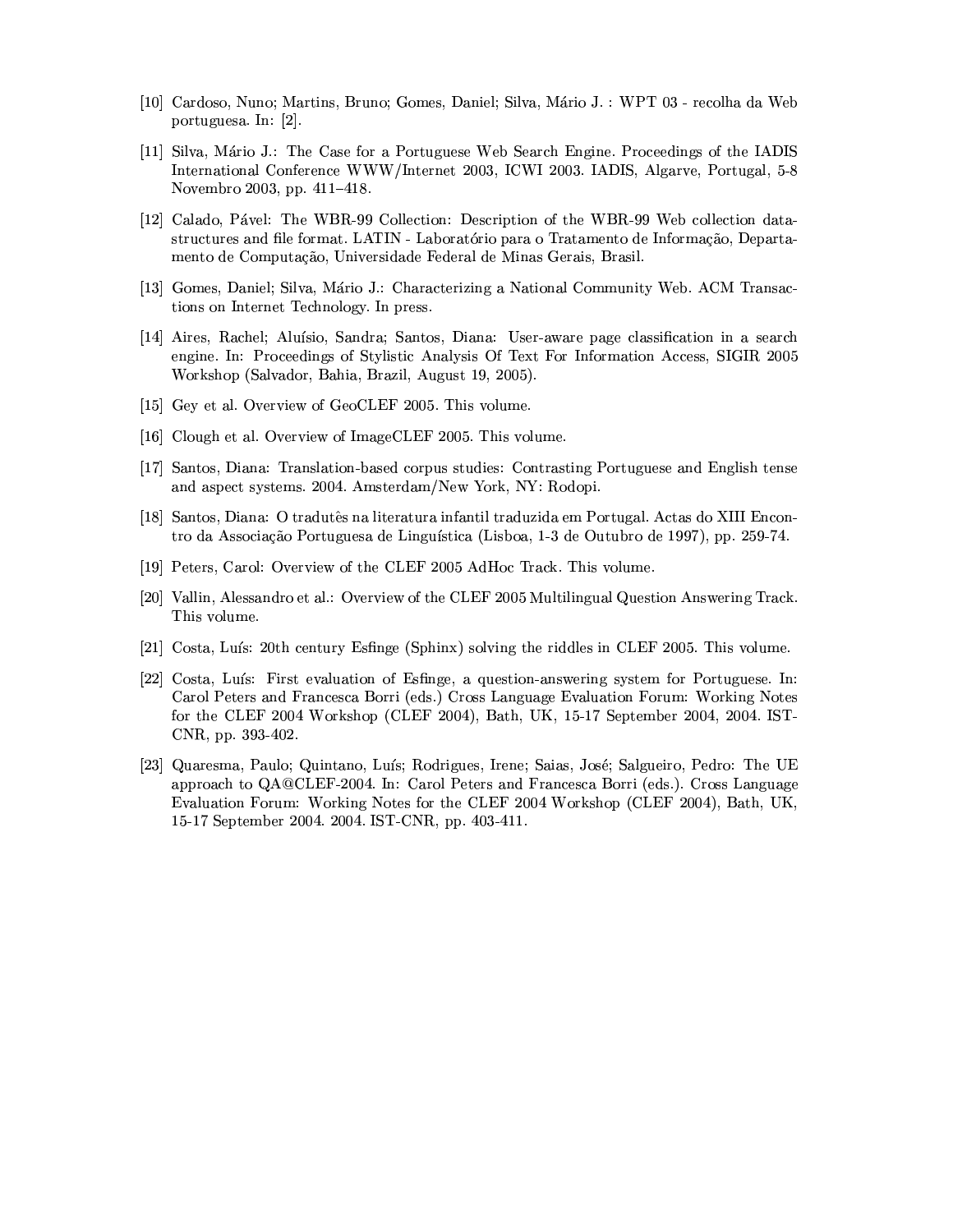[10] Cardoso, Nuno; Martins, Bruno; Gomes, Daniel; Silva, Mário J. : WPT 03 - recolha da Web portuguesa. In: [2].

[11] Silva, Mário J.: The Case for a Portuguese Web Search Engine. Proceedings of the IADIS International Conference WWW/Internet 2003, ICWI 2003. IADIS, Algarve, Portugal, 5-8 Novembro 2003, pp. 411–418.

[12] Calado, Pável: The WBR-99 Collection: Description of the WBR-99 Web collection data-structures and file format. LATIN - Laboratório para o Tratamento de Informação, Departamento de Computação, Universidade Federal de Minas Gerais, Brasil.

[13] Gomes, Daniel; Silva, Mário J.: Characterizing a National Community Web. ACM Transactions on Internet Technology. In press.

[14] Aires, Rachel; Aluísio, Sandra; Santos, Diana: User-aware page classification in a search engine. In: Proceedings of Stylistic Analysis Of Text For Information Access, SIGIR 2005 Workshop (Salvador, Bahia, Brazil, August 19, 2005).

[15] Gey et al. Overview of GeoCLEF 2005. This volume.

[16] Clough et al. Overview of ImageCLEF 2005. This volume.

[17] Santos, Diana: Translation-based corpus studies: Contrasting Portuguese and English tense and aspect systems. 2004. Amsterdam/New York, NY: Rodopi.

[18] Santos, Diana: O tradutês na literatura infantil traduzida em Portugal. Actas do XIII Encontro da Associação Portuguesa de Linguística (Lisboa, 1-3 de Outubro de 1997), pp. 259-74.

[19] Peters, Carol: Overview of the CLEF 2005 AdHoc Track. This volume.

[20] Vallin, Alessandro et al.: Overview of the CLEF 2005 Multilingual Question Answering Track. This volume.

[21] Costa, Luís: 20th century Esfinge (Sphinx) solving the riddles in CLEF 2005. This volume.

[22] Costa, Luís: First evaluation of Esfinge, a question-answering system for Portuguese. In: Carol Peters and Francesca Borri (eds.) Cross Language Evaluation Forum: Working Notes for the CLEF 2004 Workshop (CLEF 2004), Bath, UK, 15-17 September 2004, 2004. IST-CNR, pp. 393-402.

[23] Quaresma, Paulo; Quintano, Luís; Rodrigues, Irene; Saias, José; Salgueiro, Pedro: The UE approach to QA@CLEF-2004. In: Carol Peters and Francesca Borri (eds.). Cross Language Evaluation Forum: Working Notes for the CLEF 2004 Workshop (CLEF 2004), Bath, UK, 15-17 September 2004. 2004. IST-CNR, pp. 403-411.